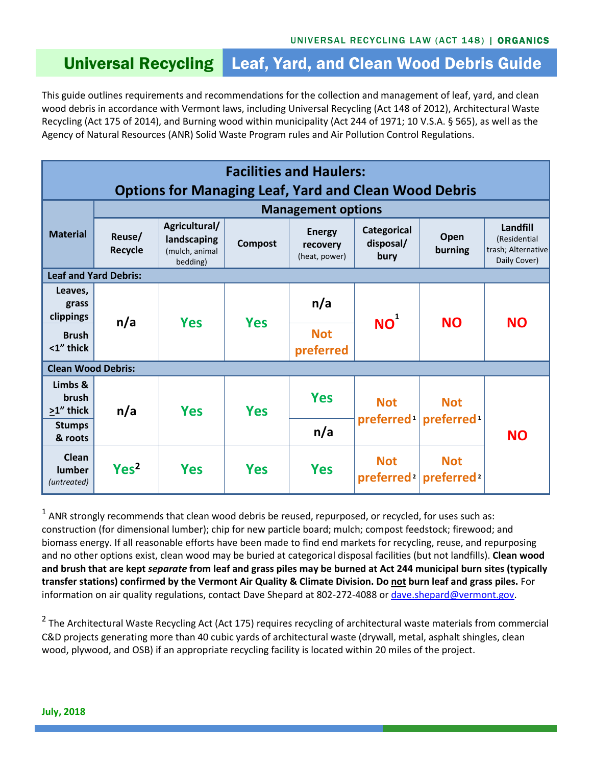UNIVERSAL RECYCLING LAW (ACT 148) | **ORGANICS**

# Universal Recycling — Leaf, Yard, and Clean Wood Debris Guide

This guide outlines requirements and recommendations for the collection and management of leaf, yard, and clean wood debris in accordance with Vermont laws, including Universal Recycling (Act 148 of 2012), Architectural Waste Recycling (Act 175 of 2014), and Burning wood within municipality (Act 244 of 1971; 10 V.S.A. § 565), as well as the Agency of Natural Resources (ANR) Solid Waste Program rules and Air Pollution Control Regulations.

## Facilities and Haulers: Options for Managing Leaf, Yard and Clean Wood Debris

| Material | Management options | | | | | | |
|---|---|---|---|---|---|---|---|
| | Reuse/ Recycle | Agricultural/ landscaping (mulch, animal bedding) | Compost | Energy recovery (heat, power) | Categorical disposal/ bury | Open burning | Landfill (Residential trash; Alternative Daily Cover) |
| **Leaf and Yard Debris:** | | | | | | | |
| Leaves, grass clippings | n/a | Yes | Yes | n/a | NO[1] | NO | NO |
| Brush <1" thick | n/a | Yes | Yes | Not preferred | NO[1] | NO | NO |
| **Clean Wood Debris:** | | | | | | | |
| Limbs & brush ≥1" thick | n/a | Yes | Yes | Yes | Not preferred[1] | Not preferred[1] | NO |
| Stumps & roots | n/a | Yes | Yes | n/a | Not preferred[1] | Not preferred[1] | NO |
| Clean lumber *(untreated)* | Yes[2] | Yes | Yes | Yes | Not preferred[2] | Not preferred[2] | NO |

[1] ANR strongly recommends that clean wood debris be reused, repurposed, or recycled, for uses such as: construction (for dimensional lumber); chip for new particle board; mulch; compost feedstock; firewood; and biomass energy. If all reasonable efforts have been made to find end markets for recycling, reuse, and repurposing and no other options exist, clean wood may be buried at categorical disposal facilities (but not landfills). **Clean wood and brush that are kept *separate* from leaf and grass piles may be burned at Act 244 municipal burn sites (typically transfer stations) confirmed by the Vermont Air Quality & Climate Division. Do not burn leaf and grass piles.** For information on air quality regulations, contact Dave Shepard at 802-272-4088 or dave.shepard@vermont.gov.

[2] The Architectural Waste Recycling Act (Act 175) requires recycling of architectural waste materials from commercial C&D projects generating more than 40 cubic yards of architectural waste (drywall, metal, asphalt shingles, clean wood, plywood, and OSB) if an appropriate recycling facility is located within 20 miles of the project.

**July, 2018**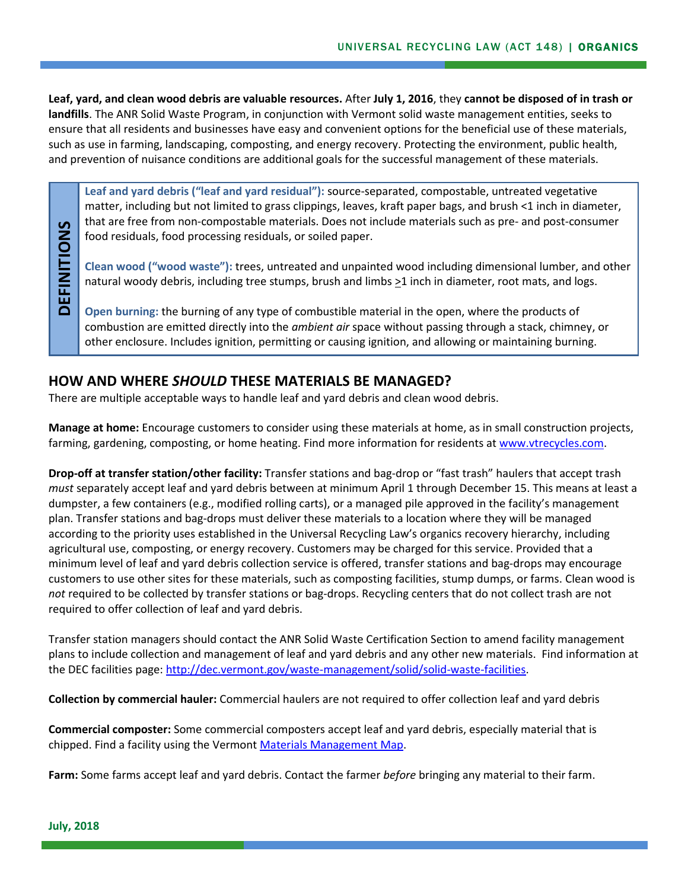**Leaf, yard, and clean wood debris are valuable resources.** After **July 1, 2016**, they **cannot be disposed of in trash or landfills**. The ANR Solid Waste Program, in conjunction with Vermont solid waste management entities, seeks to ensure that all residents and businesses have easy and convenient options for the beneficial use of these materials, such as use in farming, landscaping, composting, and energy recovery. Protecting the environment, public health, and prevention of nuisance conditions are additional goals for the successful management of these materials.

**DEFINITIONS**

**Leaf and yard debris ("leaf and yard residual"):** source-separated, compostable, untreated vegetative matter, including but not limited to grass clippings, leaves, kraft paper bags, and brush <1 inch in diameter, that are free from non-compostable materials. Does not include materials such as pre- and post-consumer food residuals, food processing residuals, or soiled paper.

**Clean wood ("wood waste"):** trees, untreated and unpainted wood including dimensional lumber, and other natural woody debris, including tree stumps, brush and limbs ≥1 inch in diameter, root mats, and logs.

**Open burning:** the burning of any type of combustible material in the open, where the products of combustion are emitted directly into the *ambient air* space without passing through a stack, chimney, or other enclosure. Includes ignition, permitting or causing ignition, and allowing or maintaining burning.

## HOW AND WHERE *SHOULD* THESE MATERIALS BE MANAGED?

There are multiple acceptable ways to handle leaf and yard debris and clean wood debris.

**Manage at home:** Encourage customers to consider using these materials at home, as in small construction projects, farming, gardening, composting, or home heating. Find more information for residents at [www.vtrecycles.com](www.vtrecycles.com).

**Drop-off at transfer station/other facility:** Transfer stations and bag-drop or "fast trash" haulers that accept trash *must* separately accept leaf and yard debris between at minimum April 1 through December 15. This means at least a dumpster, a few containers (e.g., modified rolling carts), or a managed pile approved in the facility's management plan. Transfer stations and bag-drops must deliver these materials to a location where they will be managed according to the priority uses established in the Universal Recycling Law's organics recovery hierarchy, including agricultural use, composting, or energy recovery. Customers may be charged for this service. Provided that a minimum level of leaf and yard debris collection service is offered, transfer stations and bag-drops may encourage customers to use other sites for these materials, such as composting facilities, stump dumps, or farms. Clean wood is *not* required to be collected by transfer stations or bag-drops. Recycling centers that do not collect trash are not required to offer collection of leaf and yard debris.

Transfer station managers should contact the ANR Solid Waste Certification Section to amend facility management plans to include collection and management of leaf and yard debris and any other new materials. Find information at the DEC facilities page: [http://dec.vermont.gov/waste-management/solid/solid-waste-facilities](http://dec.vermont.gov/waste-management/solid/solid-waste-facilities).

**Collection by commercial hauler:** Commercial haulers are not required to offer collection leaf and yard debris

**Commercial composter:** Some commercial composters accept leaf and yard debris, especially material that is chipped. Find a facility using the Vermont Materials Management Map.

**Farm:** Some farms accept leaf and yard debris. Contact the farmer *before* bringing any material to their farm.

**July, 2018**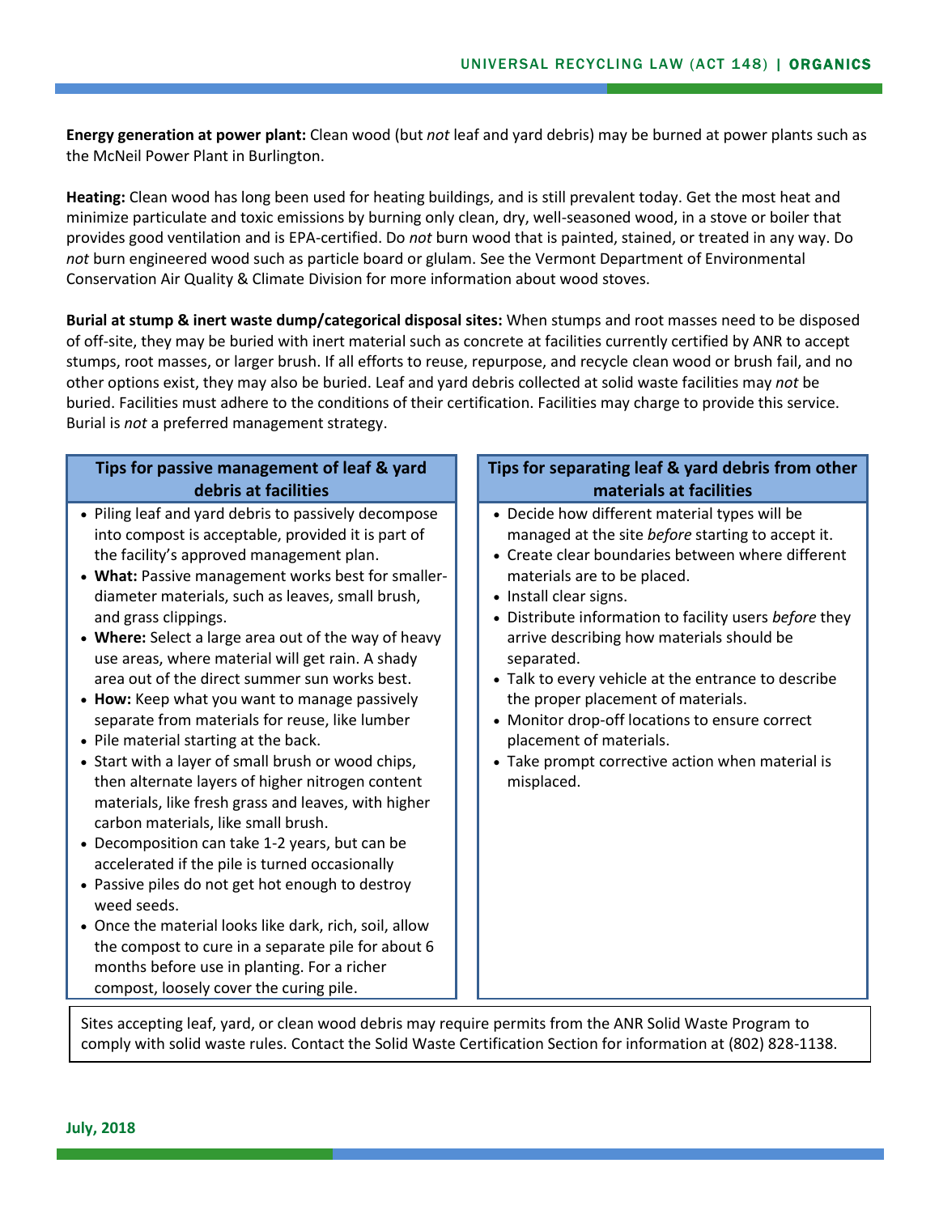**Energy generation at power plant:** Clean wood (but *not* leaf and yard debris) may be burned at power plants such as the McNeil Power Plant in Burlington.

**Heating:** Clean wood has long been used for heating buildings, and is still prevalent today. Get the most heat and minimize particulate and toxic emissions by burning only clean, dry, well-seasoned wood, in a stove or boiler that provides good ventilation and is EPA-certified. Do *not* burn wood that is painted, stained, or treated in any way. Do *not* burn engineered wood such as particle board or glulam. See the Vermont Department of Environmental Conservation Air Quality & Climate Division for more information about wood stoves.

**Burial at stump & inert waste dump/categorical disposal sites:** When stumps and root masses need to be disposed of off-site, they may be buried with inert material such as concrete at facilities currently certified by ANR to accept stumps, root masses, or larger brush. If all efforts to reuse, repurpose, and recycle clean wood or brush fail, and no other options exist, they may also be buried. Leaf and yard debris collected at solid waste facilities may *not* be buried. Facilities must adhere to the conditions of their certification. Facilities may charge to provide this service. Burial is *not* a preferred management strategy.

### Tips for passive management of leaf & yard debris at facilities

- Piling leaf and yard debris to passively decompose into compost is acceptable, provided it is part of the facility's approved management plan.
- **What:** Passive management works best for smaller-diameter materials, such as leaves, small brush, and grass clippings.
- **Where:** Select a large area out of the way of heavy use areas, where material will get rain. A shady area out of the direct summer sun works best.
- **How:** Keep what you want to manage passively separate from materials for reuse, like lumber
- Pile material starting at the back.
- Start with a layer of small brush or wood chips, then alternate layers of higher nitrogen content materials, like fresh grass and leaves, with higher carbon materials, like small brush.
- Decomposition can take 1-2 years, but can be accelerated if the pile is turned occasionally
- Passive piles do not get hot enough to destroy weed seeds.
- Once the material looks like dark, rich, soil, allow the compost to cure in a separate pile for about 6 months before use in planting. For a richer compost, loosely cover the curing pile.

### Tips for separating leaf & yard debris from other materials at facilities

- Decide how different material types will be managed at the site *before* starting to accept it.
- Create clear boundaries between where different materials are to be placed.
- Install clear signs.
- Distribute information to facility users *before* they arrive describing how materials should be separated.
- Talk to every vehicle at the entrance to describe the proper placement of materials.
- Monitor drop-off locations to ensure correct placement of materials.
- Take prompt corrective action when material is misplaced.

Sites accepting leaf, yard, or clean wood debris may require permits from the ANR Solid Waste Program to comply with solid waste rules. Contact the Solid Waste Certification Section for information at (802) 828-1138.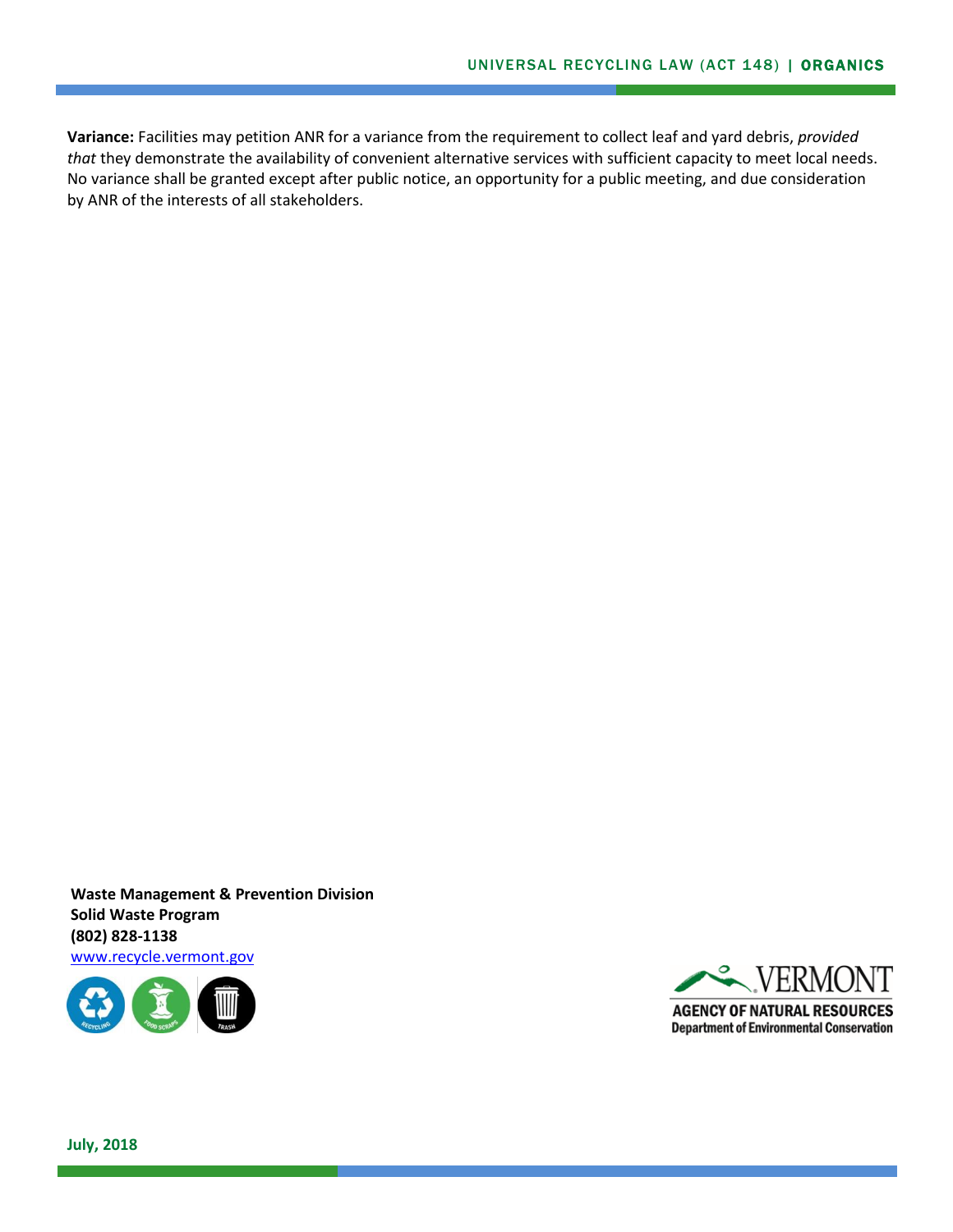**Variance:** Facilities may petition ANR for a variance from the requirement to collect leaf and yard debris, *provided that* they demonstrate the availability of convenient alternative services with sufficient capacity to meet local needs. No variance shall be granted except after public notice, an opportunity for a public meeting, and due consideration by ANR of the interests of all stakeholders.

**Waste Management & Prevention Division**
**Solid Waste Program**
**(802) 828-1138**
[www.recycle.vermont.gov](http://www.recycle.vermont.gov)

VERMONT
AGENCY OF NATURAL RESOURCES
Department of Environmental Conservation

**July, 2018**